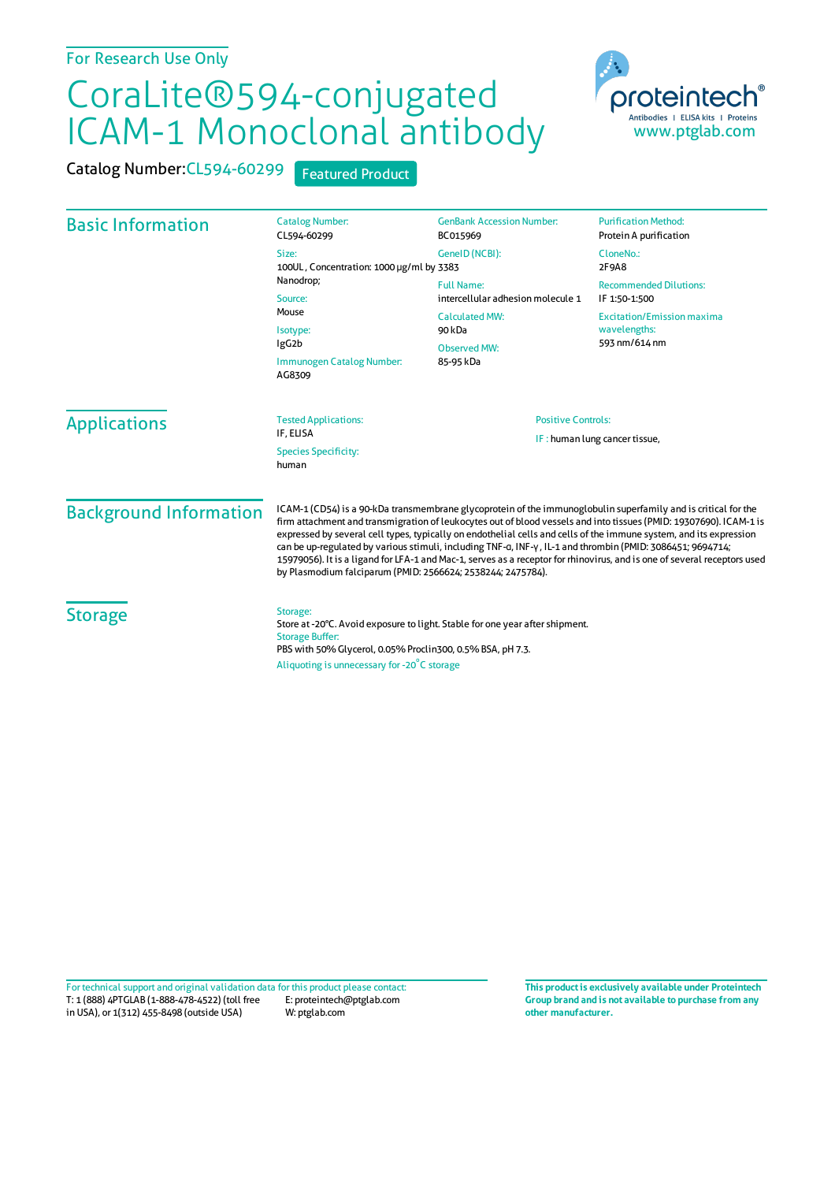For Research Use Only

# CoraLite®594-conjugated ICAM-1 Monoclonal antibody

Catalog Number: CL594-60299 Featured Product

proteintech® Antibodies | ELISA kits | Proteins
www.ptglab.com

## Basic Information

Catalog Number:
CL594-60299

Size:
100UL , Concentration: 1000 μg/ml by Nanodrop;

Source:
Mouse

Isotype:
IgG2b

Immunogen Catalog Number:
AG8309

GenBank Accession Number:
BC015969

GeneID (NCBI):
3383

Full Name:
intercellular adhesion molecule 1

Calculated MW:
90 kDa

Observed MW:
85-95 kDa

Purification Method:
Protein A purification

CloneNo.:
2F9A8

Recommended Dilutions:
IF 1:50-1:500

Excitation/Emission maxima wavelengths:
593 nm / 614 nm

## Applications

Tested Applications:
IF, ELISA

Species Specificity:
human

Positive Controls:

IF : human lung cancer tissue,

## Background Information

ICAM-1 (CD54) is a 90-kDa transmembrane glycoprotein of the immunoglobulin superfamily and is critical for the firm attachment and transmigration of leukocytes out of blood vessels and into tissues (PMID: 19307690). ICAM-1 is expressed by several cell types, typically on endothelial cells and cells of the immune system, and its expression can be up-regulated by various stimuli, including TNF-α, INF-γ, IL-1 and thrombin (PMID: 3086451; 9694714; 15979056). It is a ligand for LFA-1 and Mac-1, serves as a receptor for rhinovirus, and is one of several receptors used by Plasmodium falciparum (PMID: 2566624; 2538244; 2475784).

## Storage

Storage:
Store at -20°C. Avoid exposure to light. Stable for one year after shipment.

Storage Buffer:
PBS with 50% Glycerol, 0.05% Proclin300, 0.5% BSA, pH 7.3.

Aliquoting is unnecessary for -20°C storage

For technical support and original validation data for this product please contact:
T: 1 (888) 4PTGLAB (1-888-478-4522) (toll free in USA), or 1(312) 455-8498 (outside USA)
E: proteintech@ptglab.com
W: ptglab.com

**This product is exclusively available under Proteintech Group brand and is not available to purchase from any other manufacturer.**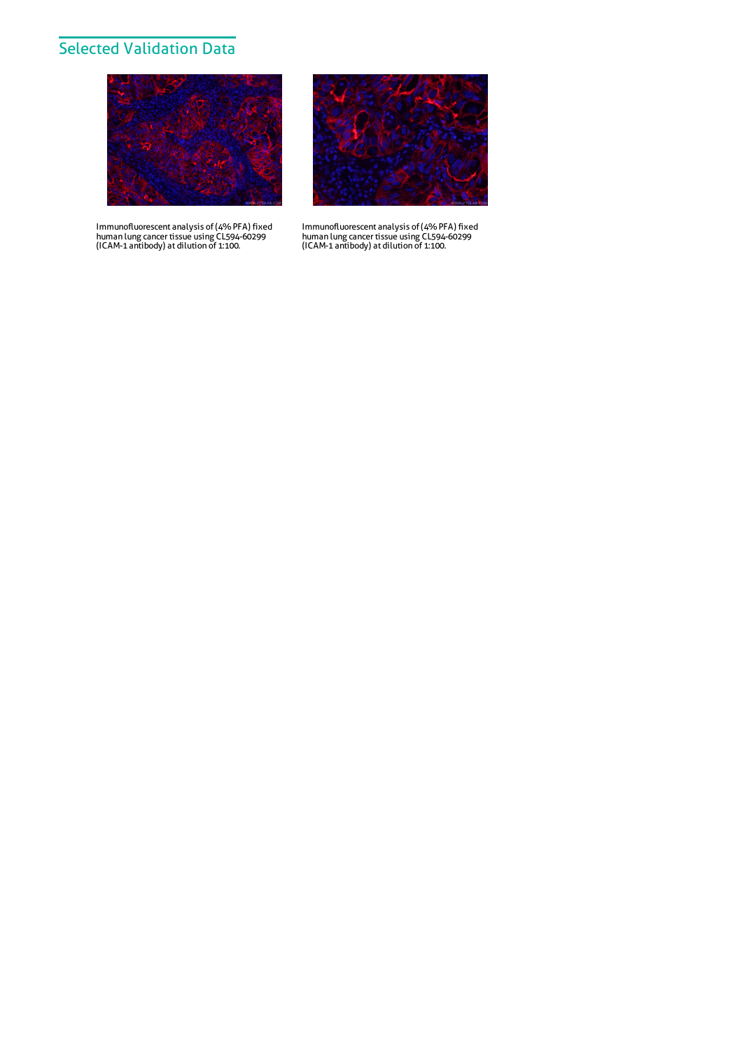## Selected Validation Data

Immunofluorescent analysis of (4% PFA) fixed human lung cancer tissue using CL594-60299 (ICAM-1 antibody) at dilution of 1:100.

Immunofluorescent analysis of (4% PFA) fixed human lung cancer tissue using CL594-60299 (ICAM-1 antibody) at dilution of 1:100.